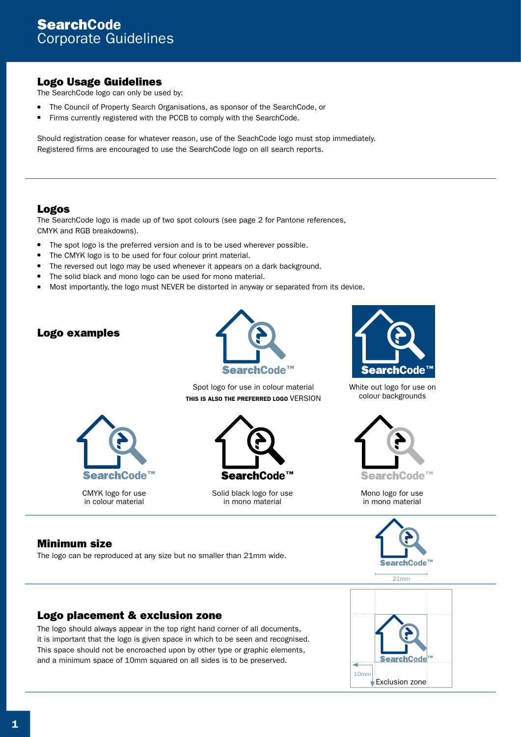# SearchCode
Corporate Guidelines

## Logo Usage Guidelines

The SearchCode logo can only be used by:

- The Council of Property Search Organisations, as sponsor of the SearchCode, or
- Firms currently registered with the PCCB to comply with the SearchCode.

Should registration cease for whatever reason, use of the SeachCode logo must stop immediately.
Registered firms are encouraged to use the SearchCode logo on all search reports.

## Logos

The SearchCode logo is made up of two spot colours (see page 2 for Pantone references, CMYK and RGB breakdowns).

- The spot logo is the preferred version and is to be used wherever possible.
- The CMYK logo is to be used for four colour print material.
- The reversed out logo may be used whenever it appears on a dark background.
- The solid black and mono logo can be used for mono material.
- Most importantly, the logo must NEVER be distorted in anyway or separated from its device.

## Logo examples

Spot logo for use in colour material
**THIS IS ALSO THE PREFERRED LOGO** VERSION

White out logo for use on colour backgrounds

CMYK logo for use in colour material

Solid black logo for use in mono material

Mono logo for use in mono material

## Minimum size

The logo can be reproduced at any size but no smaller than 21mm wide.

21mm

## Logo placement & exclusion zone

The logo should always appear in the top right hand corner of all documents, it is important that the logo is given space in which to be seen and recognised. This space should not be encroached upon by other type or graphic elements, and a minimum space of 10mm squared on all sides is to be preserved.

10mm

Exclusion zone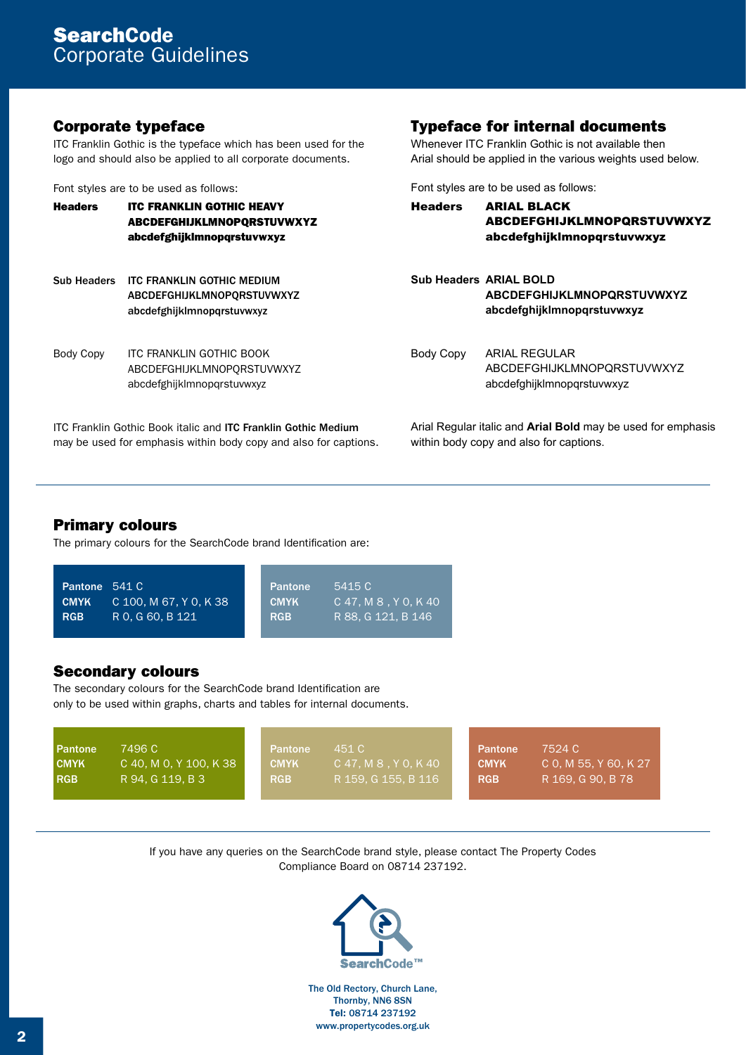# SearchCode
Corporate Guidelines

## Corporate typeface

ITC Franklin Gothic is the typeface which has been used for the logo and should also be applied to all corporate documents.

Font styles are to be used as follows:

| | |
|---|---|
| **Headers** | **ITC FRANKLIN GOTHIC HEAVY**<br>**ABCDEFGHIJKLMNOPQRSTUVWXYZ**<br>**abcdefghijklmnopqrstuvwxyz** |
| Sub Headers | ITC FRANKLIN GOTHIC MEDIUM<br>ABCDEFGHIJKLMNOPQRSTUVWXYZ<br>abcdefghijklmnopqrstuvwxyz |
| Body Copy | ITC FRANKLIN GOTHIC BOOK<br>ABCDEFGHIJKLMNOPQRSTUVWXYZ<br>abcdefghijklmnopqrstuvwxyz |

ITC Franklin Gothic Book italic and **ITC Franklin Gothic Medium** may be used for emphasis within body copy and also for captions.

## Typeface for internal documents

Whenever ITC Franklin Gothic is not available then Arial should be applied in the various weights used below.

Font styles are to be used as follows:

| | |
|---|---|
| **Headers** | **ARIAL BLACK**<br>**ABCDEFGHIJKLMNOPQRSTUVWXYZ**<br>**abcdefghijklmnopqrstuvwxyz** |
| **Sub Headers** | **ARIAL BOLD**<br>**ABCDEFGHIJKLMNOPQRSTUVWXYZ**<br>**abcdefghijklmnopqrstuvwxyz** |
| Body Copy | ARIAL REGULAR<br>ABCDEFGHIJKLMNOPQRSTUVWXYZ<br>abcdefghijklmnopqrstuvwxyz |

Arial Regular italic and **Arial Bold** may be used for emphasis within body copy and also for captions.

## Primary colours

The primary colours for the SearchCode brand Identification are:

| | | |
|---|---|---|
| **Pantone** | 541 C | |
| **CMYK** | C 100, M 67, Y 0, K 38 | |
| **RGB** | R 0, G 60, B 121 | |

| | |
|---|---|
| **Pantone** | 5415 C |
| **CMYK** | C 47, M 8 , Y 0, K 40 |
| **RGB** | R 88, G 121, B 146 |

## Secondary colours

The secondary colours for the SearchCode brand Identification are only to be used within graphs, charts and tables for internal documents.

| | |
|---|---|
| **Pantone** | 7496 C |
| **CMYK** | C 40, M 0, Y 100, K 38 |
| **RGB** | R 94, G 119, B 3 |

| | |
|---|---|
| **Pantone** | 451 C |
| **CMYK** | C 47, M 8 , Y 0, K 40 |
| **RGB** | R 159, G 155, B 116 |

| | |
|---|---|
| **Pantone** | 7524 C |
| **CMYK** | C 0, M 55, Y 60, K 27 |
| **RGB** | R 169, G 90, B 78 |

If you have any queries on the SearchCode brand style, please contact The Property Codes Compliance Board on 08714 237192.

SearchCode™

The Old Rectory, Church Lane,
Thornby, NN6 8SN
**Tel:** 08714 237192
www.propertycodes.org.uk